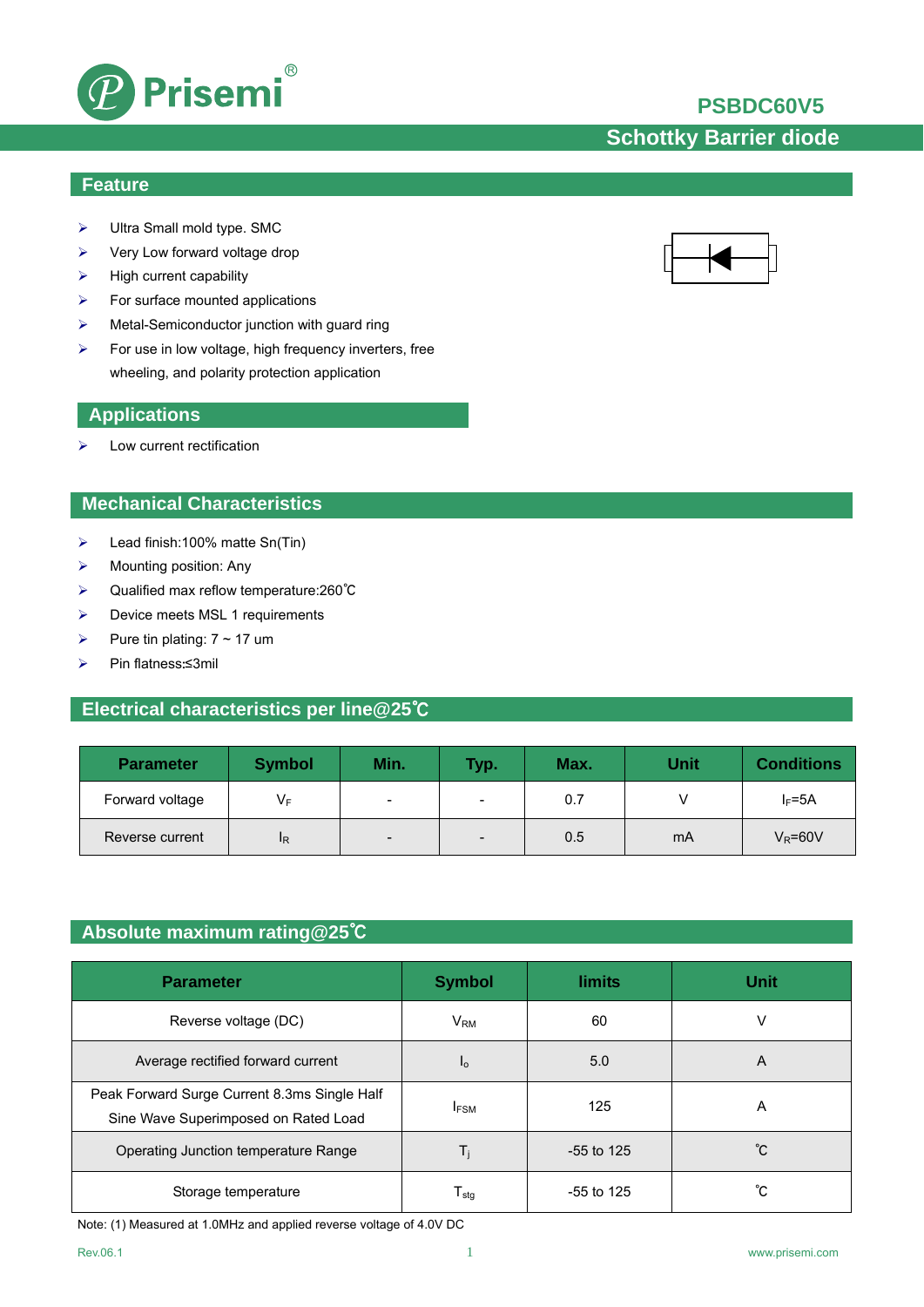# PSBDC60V5

## Schottky Barrier diode

## Feature

- Ultra Small mold type. SMC
- Very Low forward voltage drop
- High current capability
- For surface mounted applications
- Metal-Semiconductor junction with guard ring
- For use in low voltage, high frequency inverters, free wheeling, and polarity protection application

## Applications

- Low current rectification

## Mechanical Characteristics

- Lead finish:100% matte Sn(Tin)
- Mounting position: Any
- Qualified max reflow temperature:260℃
- Device meets MSL 1 requirements
- Pure tin plating: 7 ~ 17 um
- Pin flatness:≤3mil

## Electrical characteristics per line@25℃

| Parameter | Symbol | Min. | Typ. | Max. | Unit | Conditions |
|---|---|---|---|---|---|---|
| Forward voltage | $V_F$ | - | - | 0.7 | V | $I_F$=5A |
| Reverse current | $I_R$ | - | - | 0.5 | mA | $V_R$=60V |

## Absolute maximum rating@25℃

| Parameter | Symbol | limits | Unit |
|---|---|---|---|
| Reverse voltage (DC) | $V_{RM}$ | 60 | V |
| Average rectified forward current | $I_o$ | 5.0 | A |
| Peak Forward Surge Current 8.3ms Single Half Sine Wave Superimposed on Rated Load | $I_{FSM}$ | 125 | A |
| Operating Junction temperature Range | $T_j$ | -55 to 125 | ℃ |
| Storage temperature | $T_{stg}$ | -55 to 125 | ℃ |

Note: (1) Measured at 1.0MHz and applied reverse voltage of 4.0V DC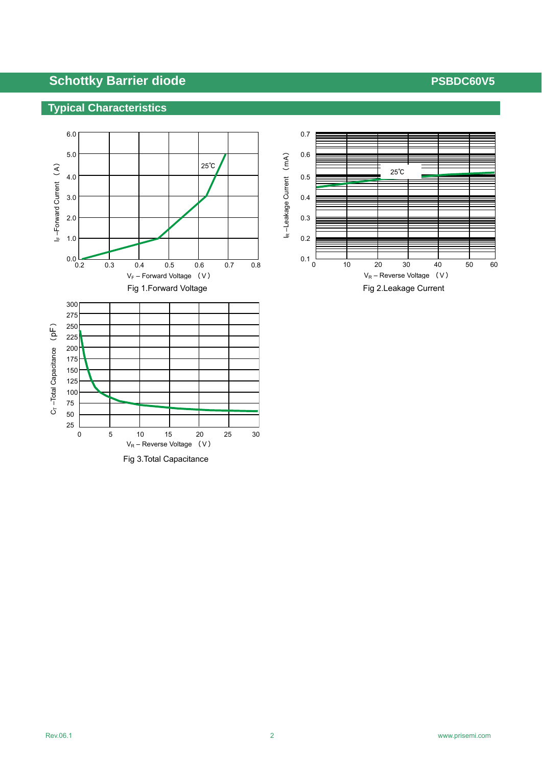## Typical Characteristics

Fig 1.Forward Voltage

Fig 2.Leakage Current

Fig 3.Total Capacitance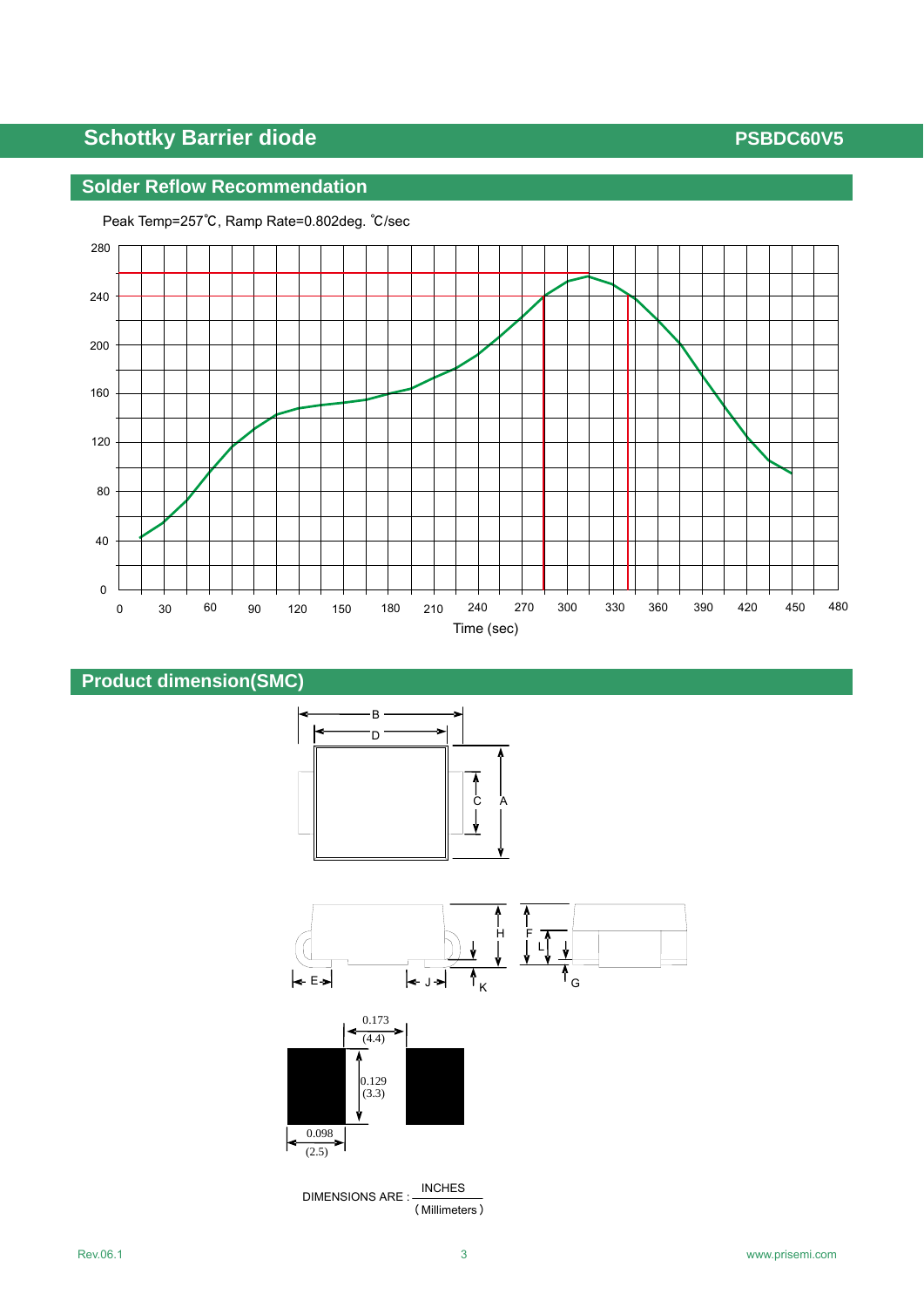## Solder Reflow Recommendation

Peak Temp=257℃, Ramp Rate=0.802deg. ℃/sec

Time (sec)

## Product dimension(SMC)

0.173 (4.4)

0.129 (3.3)

0.098 (2.5)

DIMENSIONS ARE : INCHES / (Millimeters)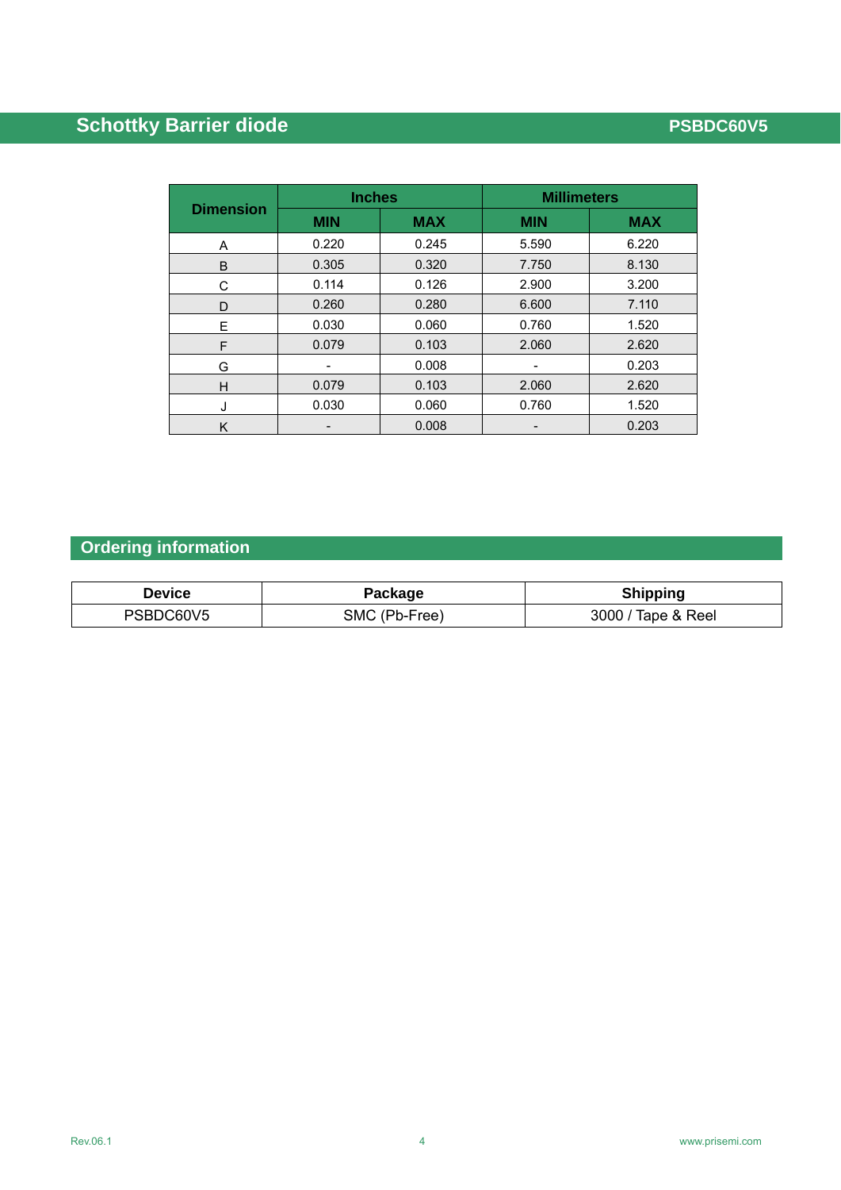| Dimension | Inches | | Millimeters | |
|---|---|---|---|---|
| | MIN | MAX | MIN | MAX |
| A | 0.220 | 0.245 | 5.590 | 6.220 |
| B | 0.305 | 0.320 | 7.750 | 8.130 |
| C | 0.114 | 0.126 | 2.900 | 3.200 |
| D | 0.260 | 0.280 | 6.600 | 7.110 |
| E | 0.030 | 0.060 | 0.760 | 1.520 |
| F | 0.079 | 0.103 | 2.060 | 2.620 |
| G | - | 0.008 | - | 0.203 |
| H | 0.079 | 0.103 | 2.060 | 2.620 |
| J | 0.030 | 0.060 | 0.760 | 1.520 |
| K | - | 0.008 | - | 0.203 |

## Ordering information

| Device | Package | Shipping |
|---|---|---|
| PSBDC60V5 | SMC (Pb-Free) | 3000 / Tape & Reel |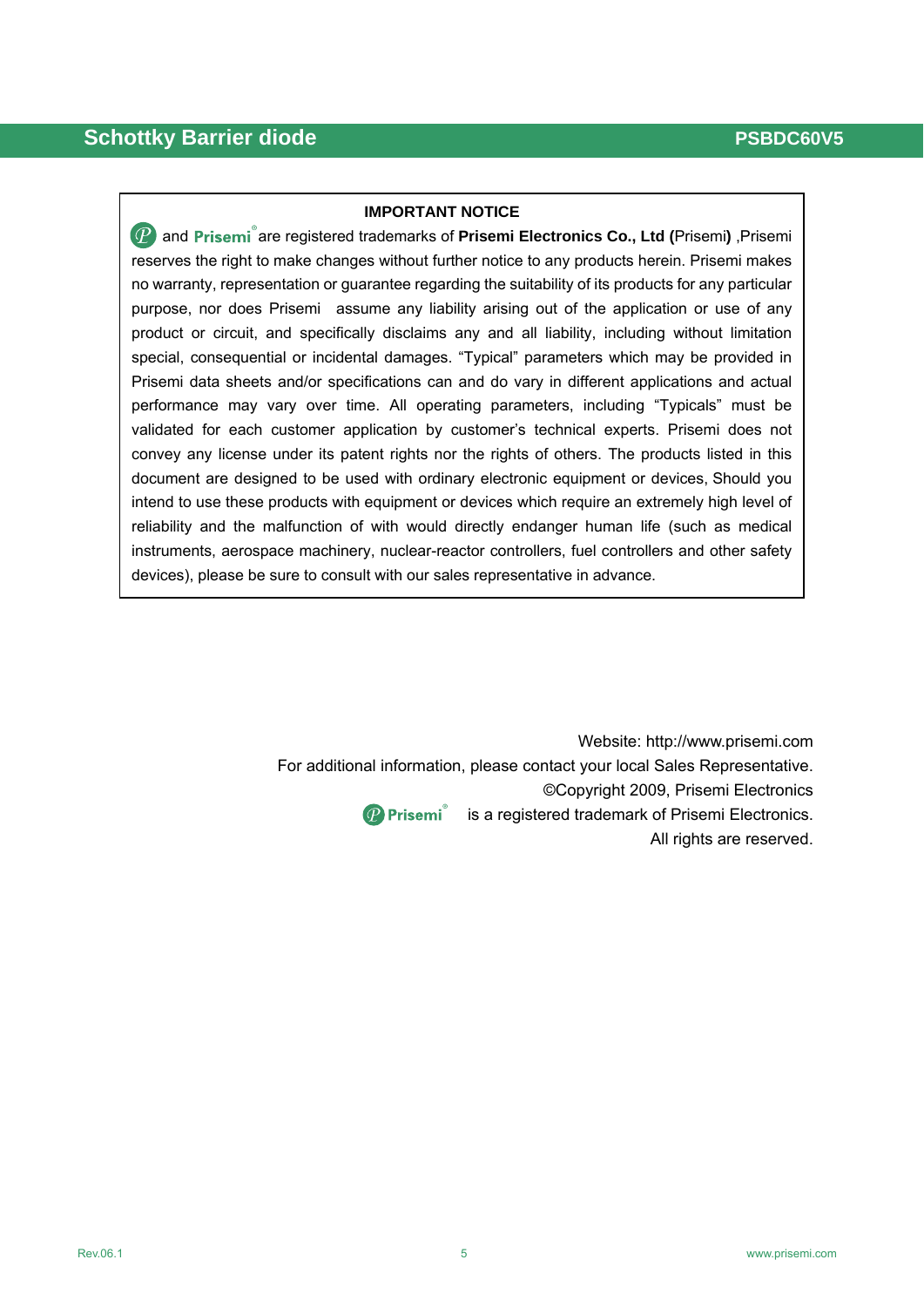**IMPORTANT NOTICE**

and **Prisemi**® are registered trademarks of **Prisemi Electronics Co., Ltd (**Prisemi**)** ,Prisemi reserves the right to make changes without further notice to any products herein. Prisemi makes no warranty, representation or guarantee regarding the suitability of its products for any particular purpose, nor does Prisemi assume any liability arising out of the application or use of any product or circuit, and specifically disclaims any and all liability, including without limitation special, consequential or incidental damages. "Typical" parameters which may be provided in Prisemi data sheets and/or specifications can and do vary in different applications and actual performance may vary over time. All operating parameters, including "Typicals" must be validated for each customer application by customer's technical experts. Prisemi does not convey any license under its patent rights nor the rights of others. The products listed in this document are designed to be used with ordinary electronic equipment or devices, Should you intend to use these products with equipment or devices which require an extremely high level of reliability and the malfunction of with would directly endanger human life (such as medical instruments, aerospace machinery, nuclear-reactor controllers, fuel controllers and other safety devices), please be sure to consult with our sales representative in advance.

Website: http://www.prisemi.com

For additional information, please contact your local Sales Representative.

©Copyright 2009, Prisemi Electronics

Prisemi® is a registered trademark of Prisemi Electronics.

All rights are reserved.